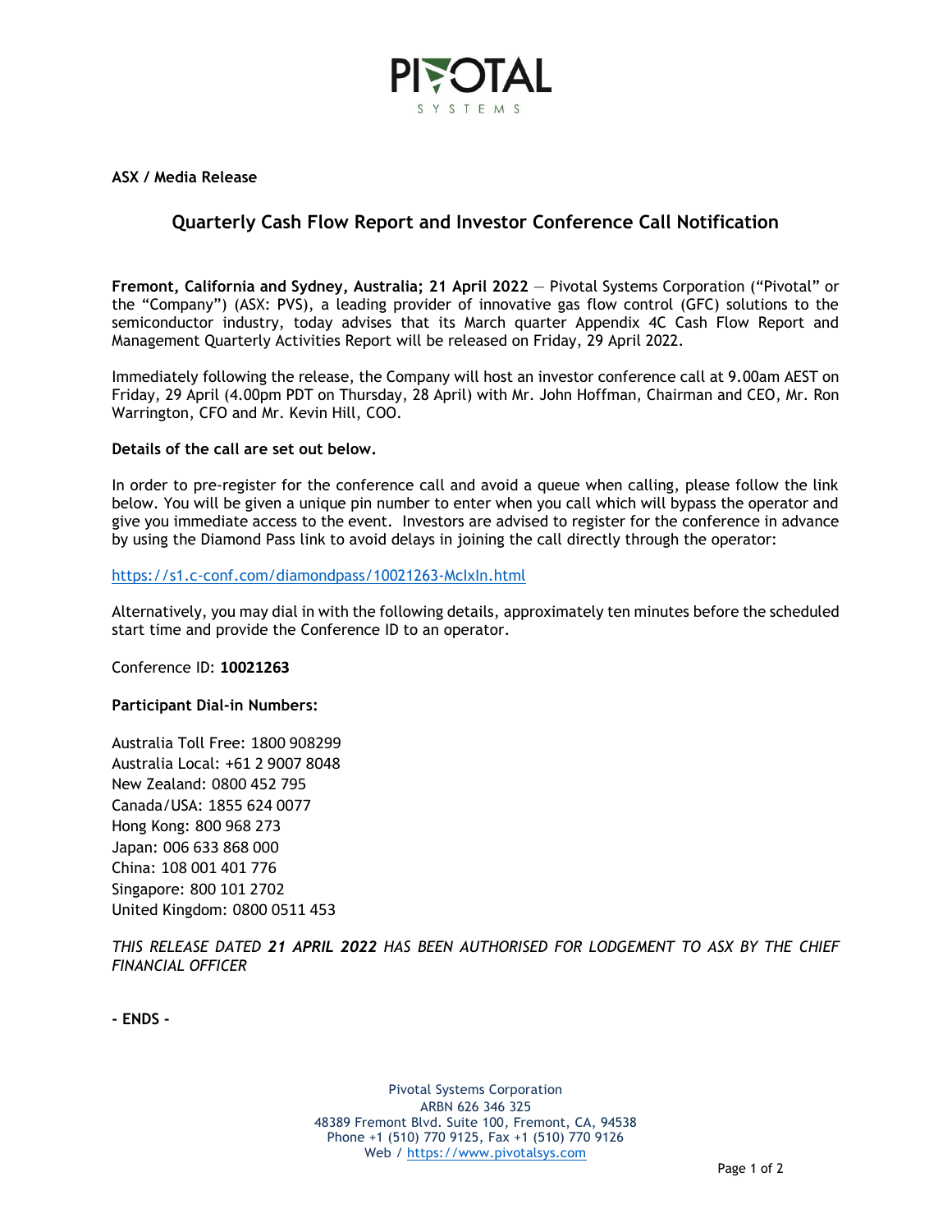**ASX / Media Release**

## Quarterly Cash Flow Report and Investor Conference Call Notification

**Fremont, California and Sydney, Australia; 21 April 2022** — Pivotal Systems Corporation ("Pivotal" or the "Company") (ASX: PVS), a leading provider of innovative gas flow control (GFC) solutions to the semiconductor industry, today advises that its March quarter Appendix 4C Cash Flow Report and Management Quarterly Activities Report will be released on Friday, 29 April 2022.

Immediately following the release, the Company will host an investor conference call at 9.00am AEST on Friday, 29 April (4.00pm PDT on Thursday, 28 April) with Mr. John Hoffman, Chairman and CEO, Mr. Ron Warrington, CFO and Mr. Kevin Hill, COO.

**Details of the call are set out below.**

In order to pre-register for the conference call and avoid a queue when calling, please follow the link below. You will be given a unique pin number to enter when you call which will bypass the operator and give you immediate access to the event. Investors are advised to register for the conference in advance by using the Diamond Pass link to avoid delays in joining the call directly through the operator:

https://s1.c-conf.com/diamondpass/10021263-McIxIn.html

Alternatively, you may dial in with the following details, approximately ten minutes before the scheduled start time and provide the Conference ID to an operator.

Conference ID: **10021263**

**Participant Dial-in Numbers:**

Australia Toll Free: 1800 908299
Australia Local: +61 2 9007 8048
New Zealand: 0800 452 795
Canada/USA: 1855 624 0077
Hong Kong: 800 968 273
Japan: 006 633 868 000
China: 108 001 401 776
Singapore: 800 101 2702
United Kingdom: 0800 0511 453

*THIS RELEASE DATED **21 APRIL 2022** HAS BEEN AUTHORISED FOR LODGEMENT TO ASX BY THE CHIEF FINANCIAL OFFICER*

**- ENDS -**

Pivotal Systems Corporation
ARBN 626 346 325
48389 Fremont Blvd. Suite 100, Fremont, CA, 94538
Phone +1 (510) 770 9125, Fax +1 (510) 770 9126
Web / https://www.pivotalsys.com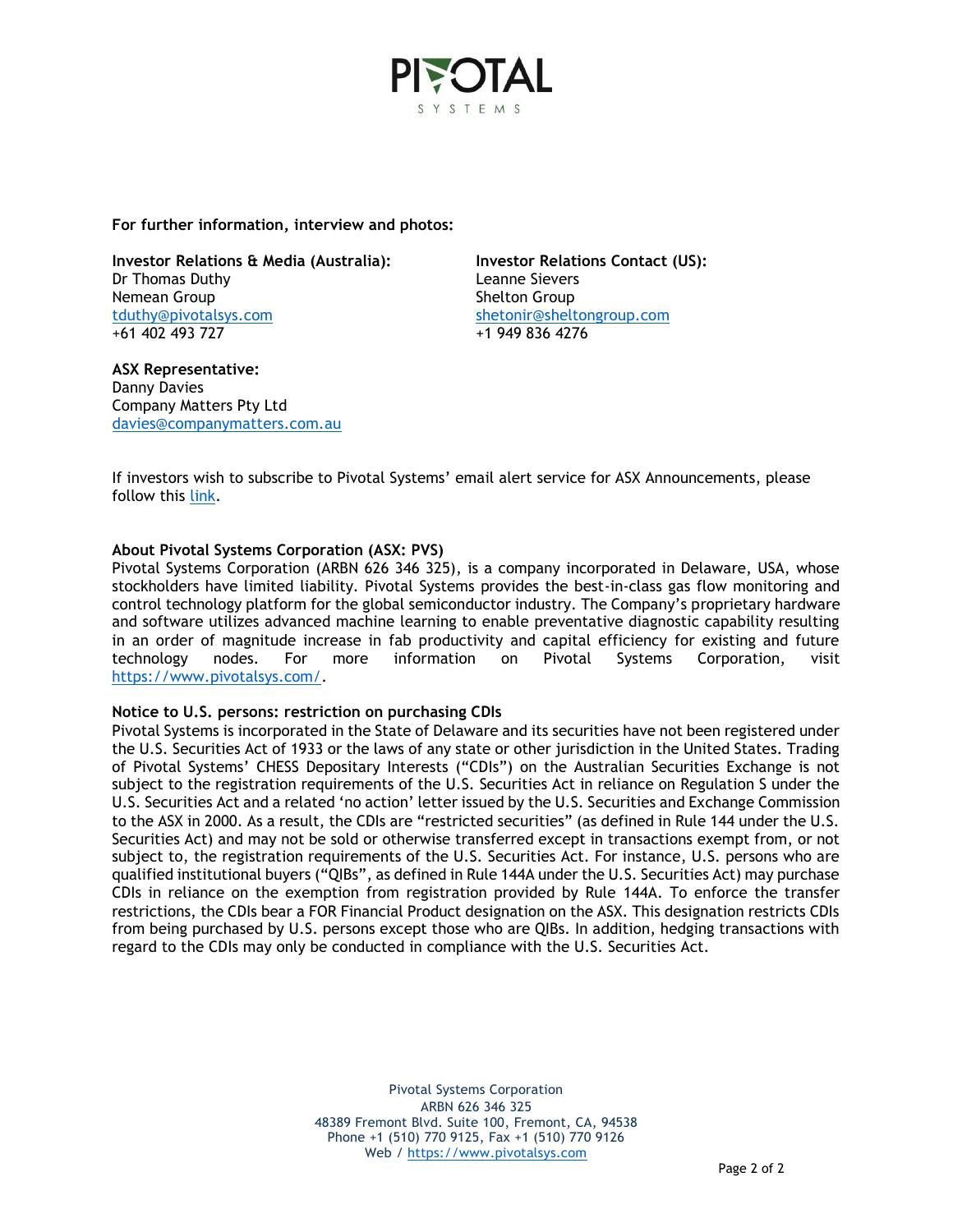**For further information, interview and photos:**

**Investor Relations & Media (Australia):**
Dr Thomas Duthy
Nemean Group
tduthy@pivotalsys.com
+61 402 493 727

**Investor Relations Contact (US):**
Leanne Sievers
Shelton Group
shetonir@sheltongroup.com
+1 949 836 4276

**ASX Representative:**
Danny Davies
Company Matters Pty Ltd
davies@companymatters.com.au

If investors wish to subscribe to Pivotal Systems' email alert service for ASX Announcements, please follow this link.

**About Pivotal Systems Corporation (ASX: PVS)**
Pivotal Systems Corporation (ARBN 626 346 325), is a company incorporated in Delaware, USA, whose stockholders have limited liability. Pivotal Systems provides the best-in-class gas flow monitoring and control technology platform for the global semiconductor industry. The Company's proprietary hardware and software utilizes advanced machine learning to enable preventative diagnostic capability resulting in an order of magnitude increase in fab productivity and capital efficiency for existing and future technology nodes. For more information on Pivotal Systems Corporation, visit https://www.pivotalsys.com/.

**Notice to U.S. persons: restriction on purchasing CDIs**
Pivotal Systems is incorporated in the State of Delaware and its securities have not been registered under the U.S. Securities Act of 1933 or the laws of any state or other jurisdiction in the United States. Trading of Pivotal Systems' CHESS Depositary Interests ("CDIs") on the Australian Securities Exchange is not subject to the registration requirements of the U.S. Securities Act in reliance on Regulation S under the U.S. Securities Act and a related 'no action' letter issued by the U.S. Securities and Exchange Commission to the ASX in 2000. As a result, the CDIs are "restricted securities" (as defined in Rule 144 under the U.S. Securities Act) and may not be sold or otherwise transferred except in transactions exempt from, or not subject to, the registration requirements of the U.S. Securities Act. For instance, U.S. persons who are qualified institutional buyers ("QIBs", as defined in Rule 144A under the U.S. Securities Act) may purchase CDIs in reliance on the exemption from registration provided by Rule 144A. To enforce the transfer restrictions, the CDIs bear a FOR Financial Product designation on the ASX. This designation restricts CDIs from being purchased by U.S. persons except those who are QIBs. In addition, hedging transactions with regard to the CDIs may only be conducted in compliance with the U.S. Securities Act.

Pivotal Systems Corporation
ARBN 626 346 325
48389 Fremont Blvd. Suite 100, Fremont, CA, 94538
Phone +1 (510) 770 9125, Fax +1 (510) 770 9126
Web / https://www.pivotalsys.com